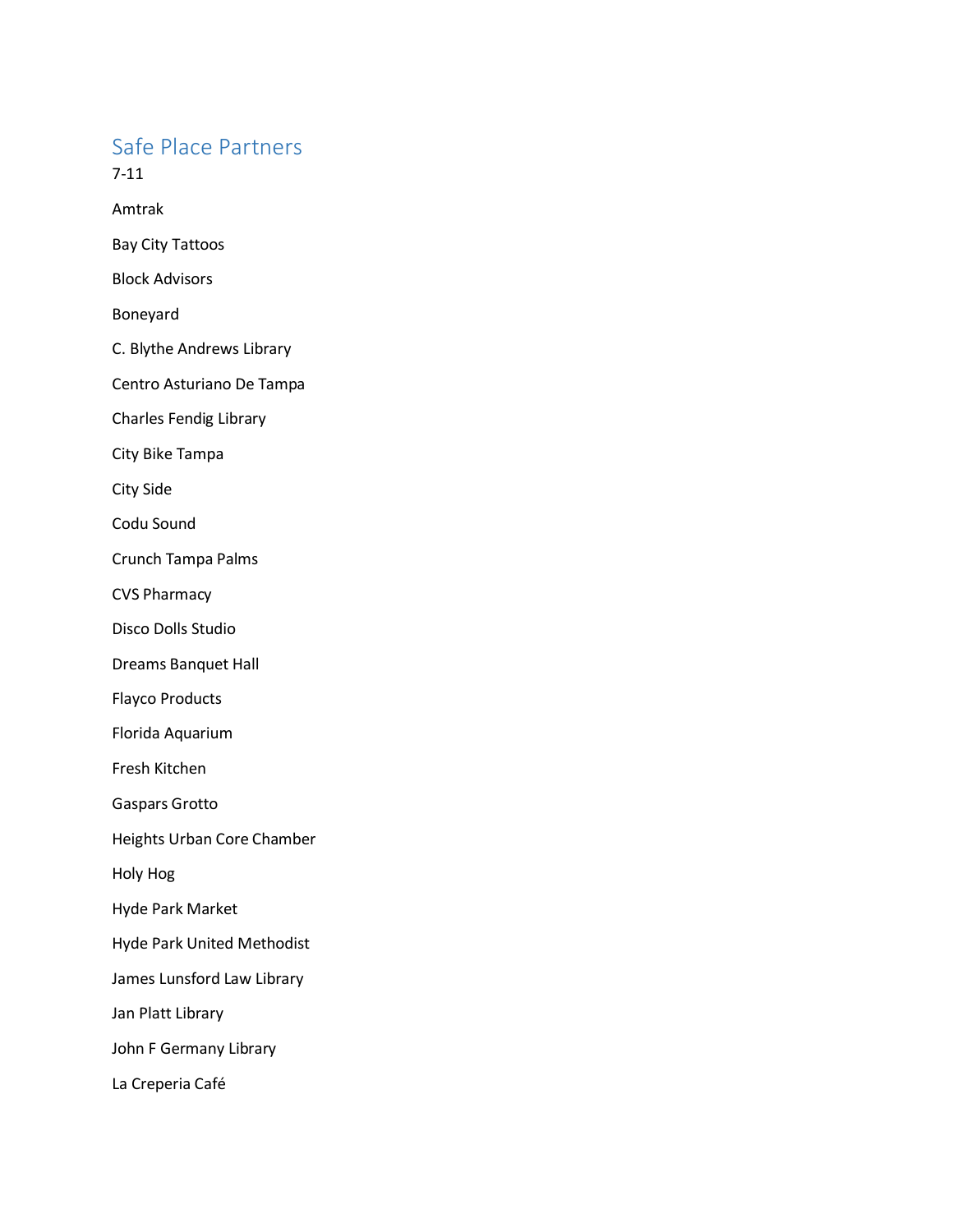# Safe Place Partners

7-11

Amtrak

Bay City Tattoos

Block Advisors

Boneyard

C. Blythe Andrews Library

Centro Asturiano De Tampa

Charles Fendig Library

City Bike Tampa

City Side

Codu Sound

Crunch Tampa Palms

CVS Pharmacy

Disco Dolls Studio

Dreams Banquet Hall

Flayco Products

Florida Aquarium

Fresh Kitchen

Gaspars Grotto

Heights Urban Core Chamber

Holy Hog

Hyde Park Market

Hyde Park United Methodist

James Lunsford Law Library

Jan Platt Library

John F Germany Library

La Creperia Café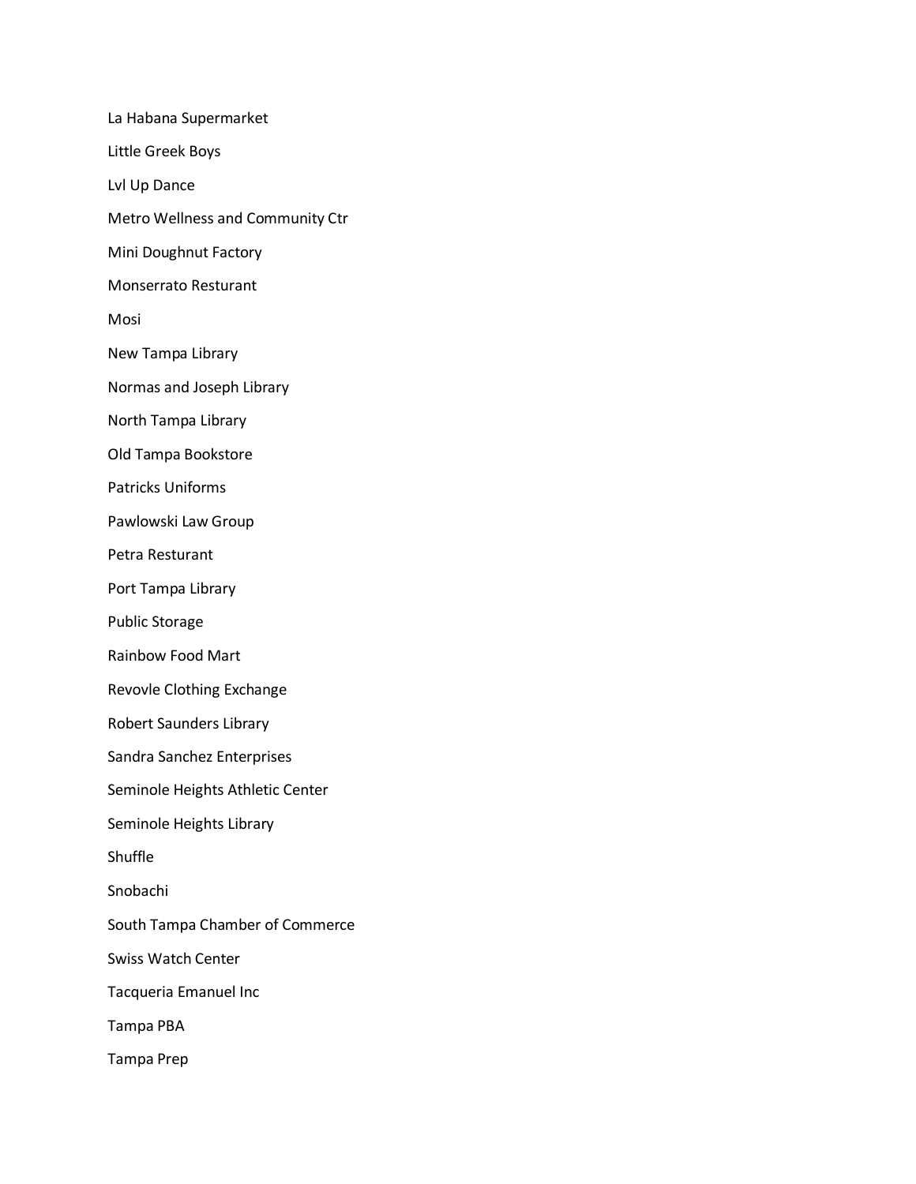La Habana Supermarket

Little Greek Boys

Lvl Up Dance

Metro Wellness and Community Ctr

Mini Doughnut Factory

Monserrato Resturant

Mosi

New Tampa Library

Normas and Joseph Library

North Tampa Library

Old Tampa Bookstore

Patricks Uniforms

Pawlowski Law Group

Petra Resturant

Port Tampa Library

Public Storage

Rainbow Food Mart

Revovle Clothing Exchange

Robert Saunders Library

Sandra Sanchez Enterprises

Seminole Heights Athletic Center

Seminole Heights Library

Shuffle

Snobachi

South Tampa Chamber of Commerce

Swiss Watch Center

Tacqueria Emanuel Inc

Tampa PBA

Tampa Prep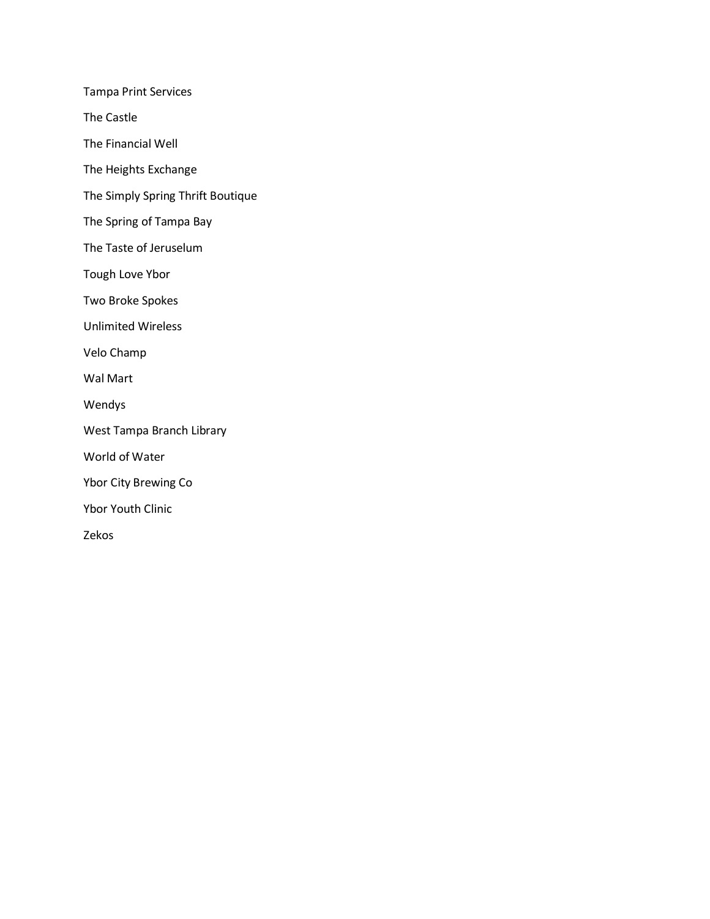Tampa Print Services

The Castle

The Financial Well

The Heights Exchange

The Simply Spring Thrift Boutique

The Spring of Tampa Bay

The Taste of Jeruselum

Tough Love Ybor

Two Broke Spokes

Unlimited Wireless

Velo Champ

Wal Mart

Wendys

West Tampa Branch Library

World of Water

Ybor City Brewing Co

Ybor Youth Clinic

Zekos